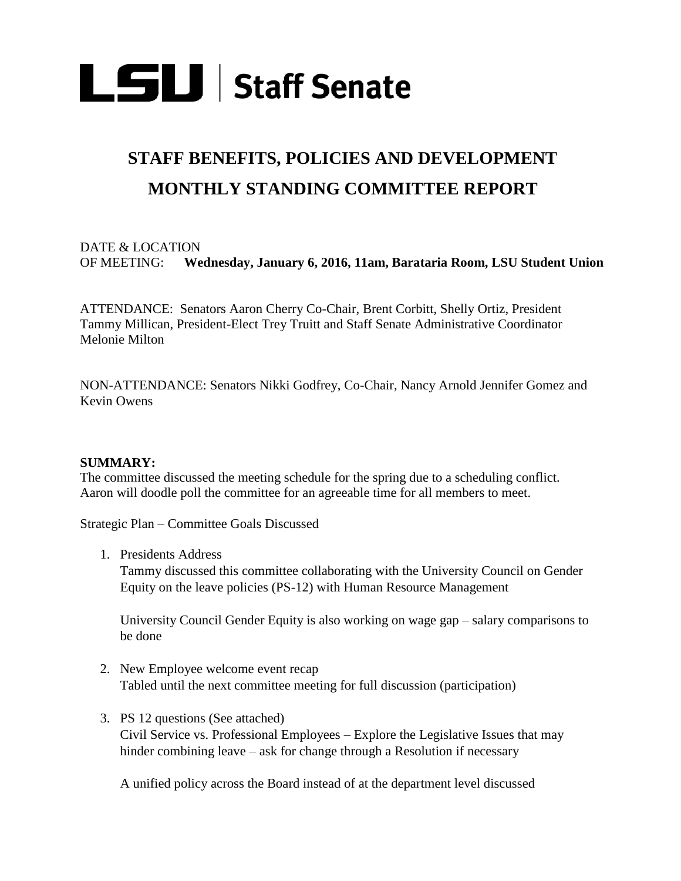# LSU | Staff Senate

## STAFF BENEFITS, POLICIES AND DEVELOPMENT MONTHLY STANDING COMMITTEE REPORT

DATE & LOCATION
OF MEETING: **Wednesday, January 6, 2016, 11am, Barataria Room, LSU Student Union**

ATTENDANCE: Senators Aaron Cherry Co-Chair, Brent Corbitt, Shelly Ortiz, President Tammy Millican, President-Elect Trey Truitt and Staff Senate Administrative Coordinator Melonie Milton

NON-ATTENDANCE: Senators Nikki Godfrey, Co-Chair, Nancy Arnold Jennifer Gomez and Kevin Owens

**SUMMARY:**
The committee discussed the meeting schedule for the spring due to a scheduling conflict. Aaron will doodle poll the committee for an agreeable time for all members to meet.

Strategic Plan – Committee Goals Discussed

1. Presidents Address
   Tammy discussed this committee collaborating with the University Council on Gender Equity on the leave policies (PS-12) with Human Resource Management

   University Council Gender Equity is also working on wage gap – salary comparisons to be done

2. New Employee welcome event recap
   Tabled until the next committee meeting for full discussion (participation)

3. PS 12 questions (See attached)
   Civil Service vs. Professional Employees – Explore the Legislative Issues that may hinder combining leave – ask for change through a Resolution if necessary

   A unified policy across the Board instead of at the department level discussed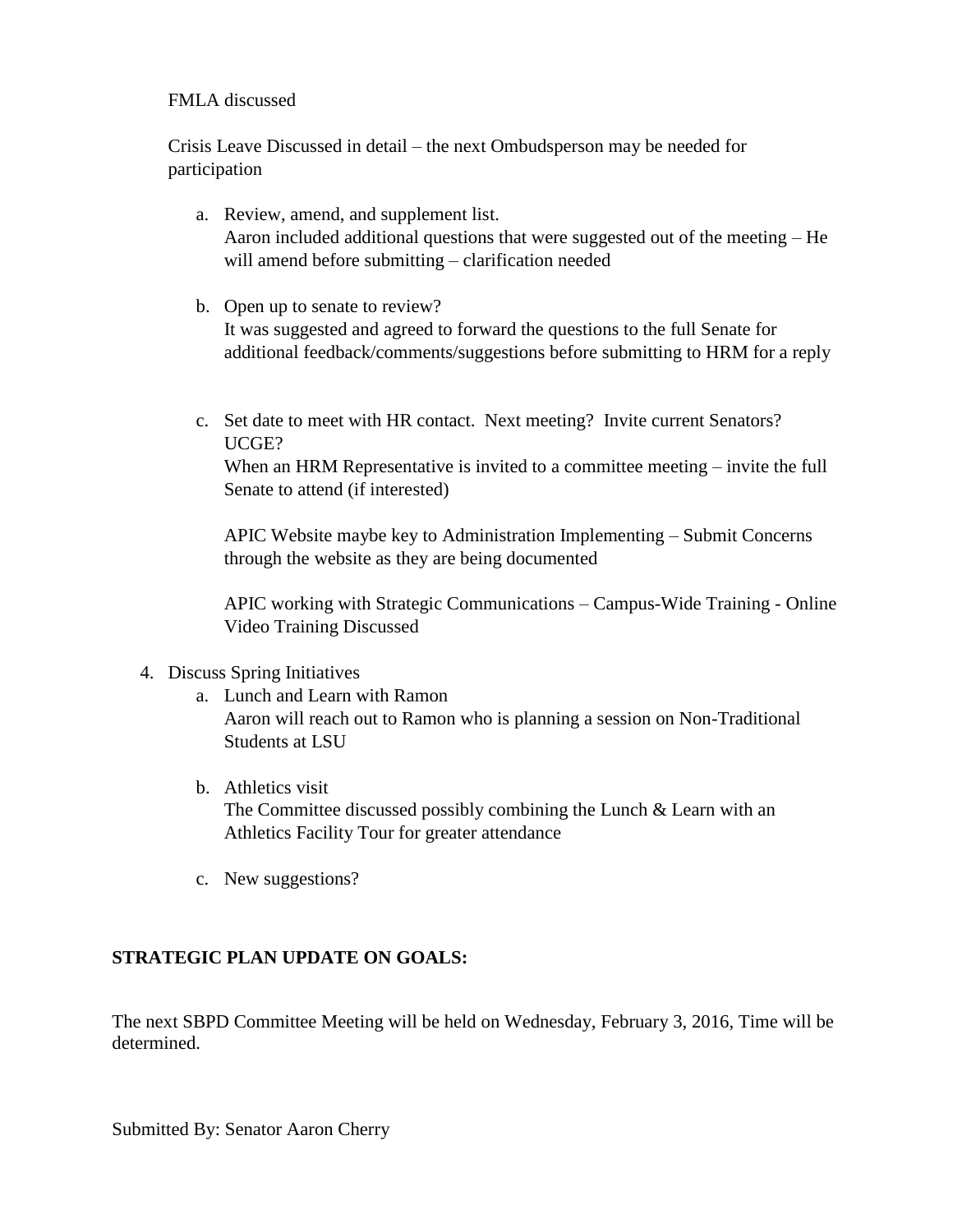FMLA discussed

Crisis Leave Discussed in detail – the next Ombudsperson may be needed for participation

a. Review, amend, and supplement list.
   Aaron included additional questions that were suggested out of the meeting – He will amend before submitting – clarification needed

b. Open up to senate to review?
   It was suggested and agreed to forward the questions to the full Senate for additional feedback/comments/suggestions before submitting to HRM for a reply

c. Set date to meet with HR contact. Next meeting? Invite current Senators? UCGE?
   When an HRM Representative is invited to a committee meeting – invite the full Senate to attend (if interested)

   APIC Website maybe key to Administration Implementing – Submit Concerns through the website as they are being documented

   APIC working with Strategic Communications – Campus-Wide Training - Online Video Training Discussed

4. Discuss Spring Initiatives
   a. Lunch and Learn with Ramon
      Aaron will reach out to Ramon who is planning a session on Non-Traditional Students at LSU

   b. Athletics visit
      The Committee discussed possibly combining the Lunch & Learn with an Athletics Facility Tour for greater attendance

   c. New suggestions?

**STRATEGIC PLAN UPDATE ON GOALS:**

The next SBPD Committee Meeting will be held on Wednesday, February 3, 2016, Time will be determined.

Submitted By: Senator Aaron Cherry